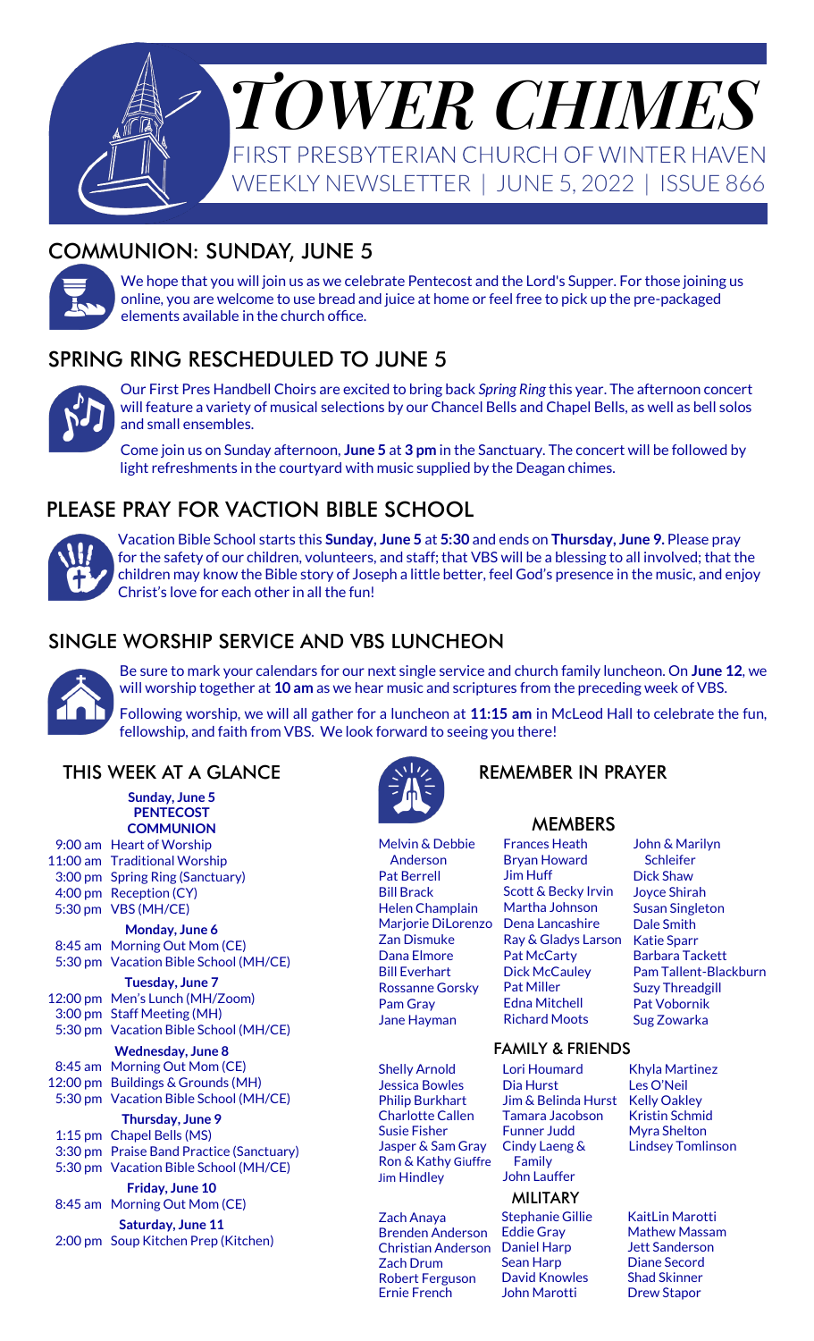# TOWER CHIMES

FIRST PRESBYTERIAN CHURCH OF WINTER HAVEN
WEEKLY NEWSLETTER | JUNE 5, 2022 | ISSUE 866

## COMMUNION: SUNDAY, JUNE 5

We hope that you will join us as we celebrate Pentecost and the Lord's Supper. For those joining us online, you are welcome to use bread and juice at home or feel free to pick up the pre-packaged elements available in the church office.

## SPRING RING RESCHEDULED TO JUNE 5

Our First Pres Handbell Choirs are excited to bring back *Spring Ring* this year. The afternoon concert will feature a variety of musical selections by our Chancel Bells and Chapel Bells, as well as bell solos and small ensembles.

Come join us on Sunday afternoon, **June 5** at **3 pm** in the Sanctuary. The concert will be followed by light refreshments in the courtyard with music supplied by the Deagan chimes.

## PLEASE PRAY FOR VACTION BIBLE SCHOOL

Vacation Bible School starts this **Sunday, June 5** at **5:30** and ends on **Thursday, June 9.** Please pray for the safety of our children, volunteers, and staff; that VBS will be a blessing to all involved; that the children may know the Bible story of Joseph a little better, feel God's presence in the music, and enjoy Christ's love for each other in all the fun!

## SINGLE WORSHIP SERVICE AND VBS LUNCHEON

Be sure to mark your calendars for our next single service and church family luncheon. On **June 12**, we will worship together at **10 am** as we hear music and scriptures from the preceding week of VBS.

Following worship, we will all gather for a luncheon at **11:15 am** in McLeod Hall to celebrate the fun, fellowship, and faith from VBS. We look forward to seeing you there!

## THIS WEEK AT A GLANCE

**Sunday, June 5**
**PENTECOST**
**COMMUNION**

- 9:00 am Heart of Worship
- 11:00 am Traditional Worship
- 3:00 pm Spring Ring (Sanctuary)
- 4:00 pm Reception (CY)
- 5:30 pm VBS (MH/CE)

**Monday, June 6**

- 8:45 am Morning Out Mom (CE)
- 5:30 pm Vacation Bible School (MH/CE)

**Tuesday, June 7**

- 12:00 pm Men's Lunch (MH/Zoom)
- 3:00 pm Staff Meeting (MH)
- 5:30 pm Vacation Bible School (MH/CE)

**Wednesday, June 8**

- 8:45 am Morning Out Mom (CE)
- 12:00 pm Buildings & Grounds (MH)
- 5:30 pm Vacation Bible School (MH/CE)

**Thursday, June 9**

- 1:15 pm Chapel Bells (MS)
- 3:30 pm Praise Band Practice (Sanctuary)
- 5:30 pm Vacation Bible School (MH/CE)

**Friday, June 10**

- 8:45 am Morning Out Mom (CE)

**Saturday, June 11**

- 2:00 pm Soup Kitchen Prep (Kitchen)

## REMEMBER IN PRAYER

### MEMBERS

Melvin & Debbie Anderson
Pat Berrell
Bill Brack
Helen Champlain
Marjorie DiLorenzo
Zan Dismuke
Dana Elmore
Bill Everhart
Rossanne Gorsky
Pam Gray
Jane Hayman
Frances Heath
Bryan Howard
Jim Huff
Scott & Becky Irvin
Martha Johnson
Dena Lancashire
Ray & Gladys Larson
Pat McCarty
Dick McCauley
Pat Miller
Edna Mitchell
Richard Moots
John & Marilyn Schleifer
Dick Shaw
Joyce Shirah
Susan Singleton
Dale Smith
Katie Sparr
Barbara Tackett
Pam Tallent-Blackburn
Suzy Threadgill
Pat Vobornik
Sug Zowarka

### FAMILY & FRIENDS

Shelly Arnold
Jessica Bowles
Philip Burkhart
Charlotte Callen
Susie Fisher
Jasper & Sam Gray
Ron & Kathy Giuffre
Jim Hindley
Lori Houmard
Dia Hurst
Jim & Belinda Hurst
Tamara Jacobson
Funner Judd
Cindy Laeng & Family
John Lauffer
Khyla Martinez
Les O'Neil
Kelly Oakley
Kristin Schmid
Myra Shelton
Lindsey Tomlinson

### MILITARY

Zach Anaya
Brenden Anderson
Christian Anderson
Zach Drum
Robert Ferguson
Ernie French
Stephanie Gillie
Eddie Gray
Daniel Harp
Sean Harp
David Knowles
John Marotti
KaitLin Marotti
Mathew Massam
Jett Sanderson
Diane Secord
Shad Skinner
Drew Stapor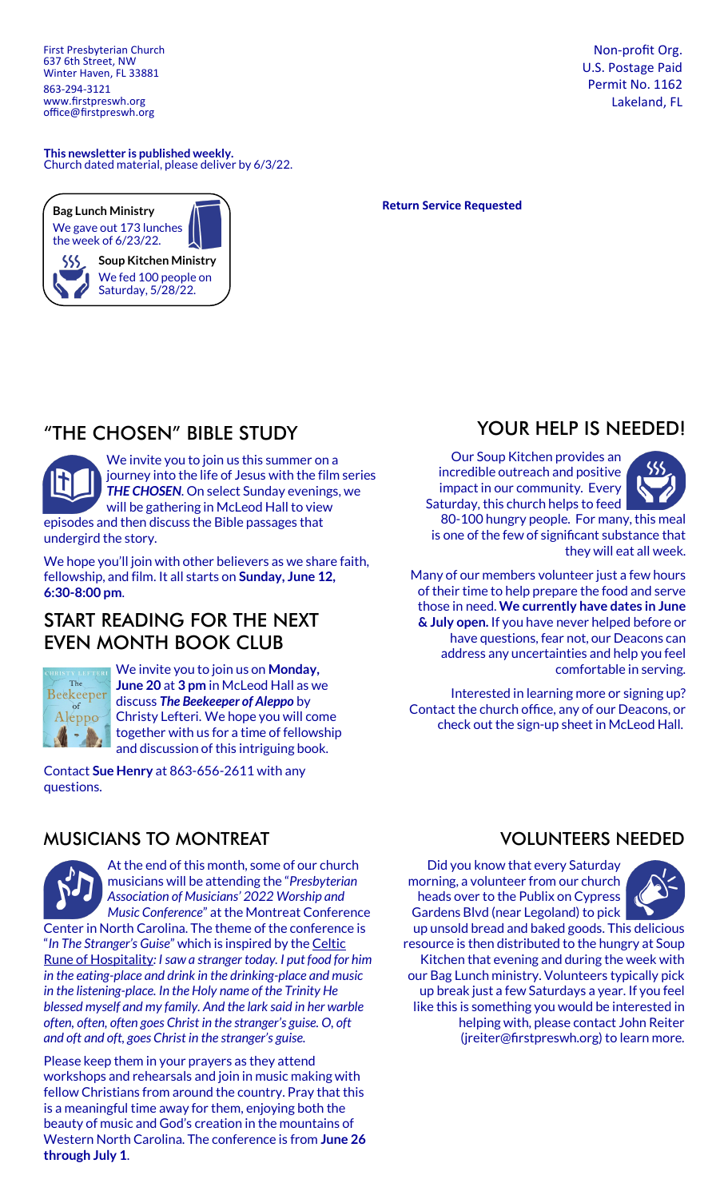First Presbyterian Church
637 6th Street, NW
Winter Haven, FL 33881
863-294-3121
www.firstpreswh.org
office@firstpreswh.org

Non-profit Org.
U.S. Postage Paid
Permit No. 1162
Lakeland, FL

**This newsletter is published weekly.**
Church dated material, please deliver by 6/3/22.

**Return Service Requested**

**Bag Lunch Ministry**
We gave out 173 lunches the week of 6/23/22.

**Soup Kitchen Ministry**
We fed 100 people on Saturday, 5/28/22.

## "THE CHOSEN" BIBLE STUDY

We invite you to join us this summer on a journey into the life of Jesus with the film series ***THE CHOSEN***. On select Sunday evenings, we will be gathering in McLeod Hall to view episodes and then discuss the Bible passages that undergird the story.

We hope you'll join with other believers as we share faith, fellowship, and film. It all starts on **Sunday, June 12**, **6:30-8:00 pm**.

## START READING FOR THE NEXT EVEN MONTH BOOK CLUB

We invite you to join us on **Monday, June 20** at **3 pm** in McLeod Hall as we discuss ***The Beekeeper of Aleppo*** by Christy Lefteri. We hope you will come together with us for a time of fellowship and discussion of this intriguing book.

Contact **Sue Henry** at 863-656-2611 with any questions.

## MUSICIANS TO MONTREAT

At the end of this month, some of our church musicians will be attending the "*Presbyterian Association of Musicians' 2022 Worship and Music Conference*" at the Montreat Conference Center in North Carolina. The theme of the conference is "*In The Stranger's Guise*" which is inspired by the Celtic Rune of Hospitality: *I saw a stranger today. I put food for him in the eating-place and drink in the drinking-place and music in the listening-place. In the Holy name of the Trinity He blessed myself and my family. And the lark said in her warble often, often, often goes Christ in the stranger's guise. O, oft and oft and oft, goes Christ in the stranger's guise.*

Please keep them in your prayers as they attend workshops and rehearsals and join in music making with fellow Christians from around the country. Pray that this is a meaningful time away for them, enjoying both the beauty of music and God's creation in the mountains of Western North Carolina. The conference is from **June 26 through July 1**.

## YOUR HELP IS NEEDED!

Our Soup Kitchen provides an incredible outreach and positive impact in our community. Every Saturday, this church helps to feed 80-100 hungry people. For many, this meal is one of the few of significant substance that they will eat all week.

Many of our members volunteer just a few hours of their time to help prepare the food and serve those in need. **We currently have dates in June & July open.** If you have never helped before or have questions, fear not, our Deacons can address any uncertainties and help you feel comfortable in serving.

Interested in learning more or signing up? Contact the church office, any of our Deacons, or check out the sign-up sheet in McLeod Hall.

## VOLUNTEERS NEEDED

Did you know that every Saturday morning, a volunteer from our church heads over to the Publix on Cypress Gardens Blvd (near Legoland) to pick up unsold bread and baked goods. This delicious resource is then distributed to the hungry at Soup Kitchen that evening and during the week with our Bag Lunch ministry. Volunteers typically pick up break just a few Saturdays a year. If you feel like this is something you would be interested in helping with, please contact John Reiter (jreiter@firstpreswh.org) to learn more.